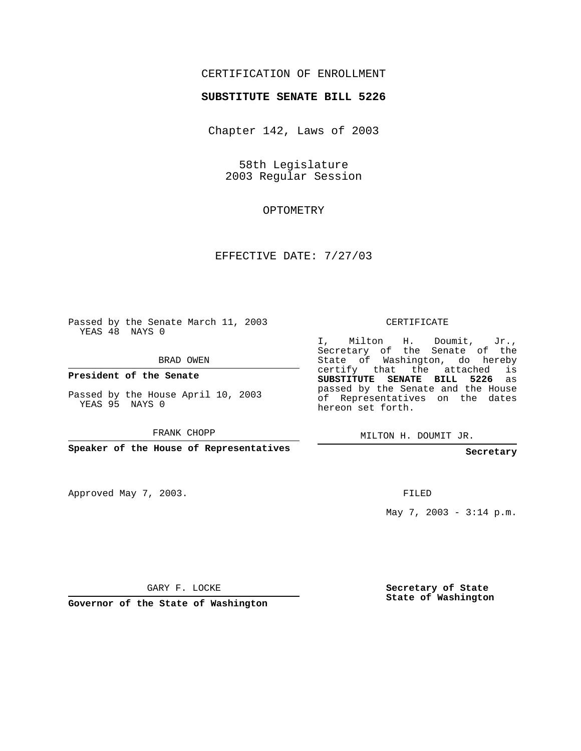CERTIFICATION OF ENROLLMENT

**SUBSTITUTE SENATE BILL 5226**

Chapter 142, Laws of 2003

58th Legislature
2003 Regular Session

OPTOMETRY

EFFECTIVE DATE: 7/27/03

Passed by the Senate March 11, 2003
YEAS 48 NAYS 0

BRAD OWEN

**President of the Senate**

Passed by the House April 10, 2003
YEAS 95 NAYS 0

FRANK CHOPP

**Speaker of the House of Representatives**

Approved May 7, 2003.

GARY F. LOCKE

**Governor of the State of Washington**

CERTIFICATE

I, Milton H. Doumit, Jr., Secretary of the Senate of the State of Washington, do hereby certify that the attached is **SUBSTITUTE SENATE BILL 5226** as passed by the Senate and the House of Representatives on the dates hereon set forth.

MILTON H. DOUMIT JR.

**Secretary**

FILED

May 7, 2003 - 3:14 p.m.

**Secretary of State**
**State of Washington**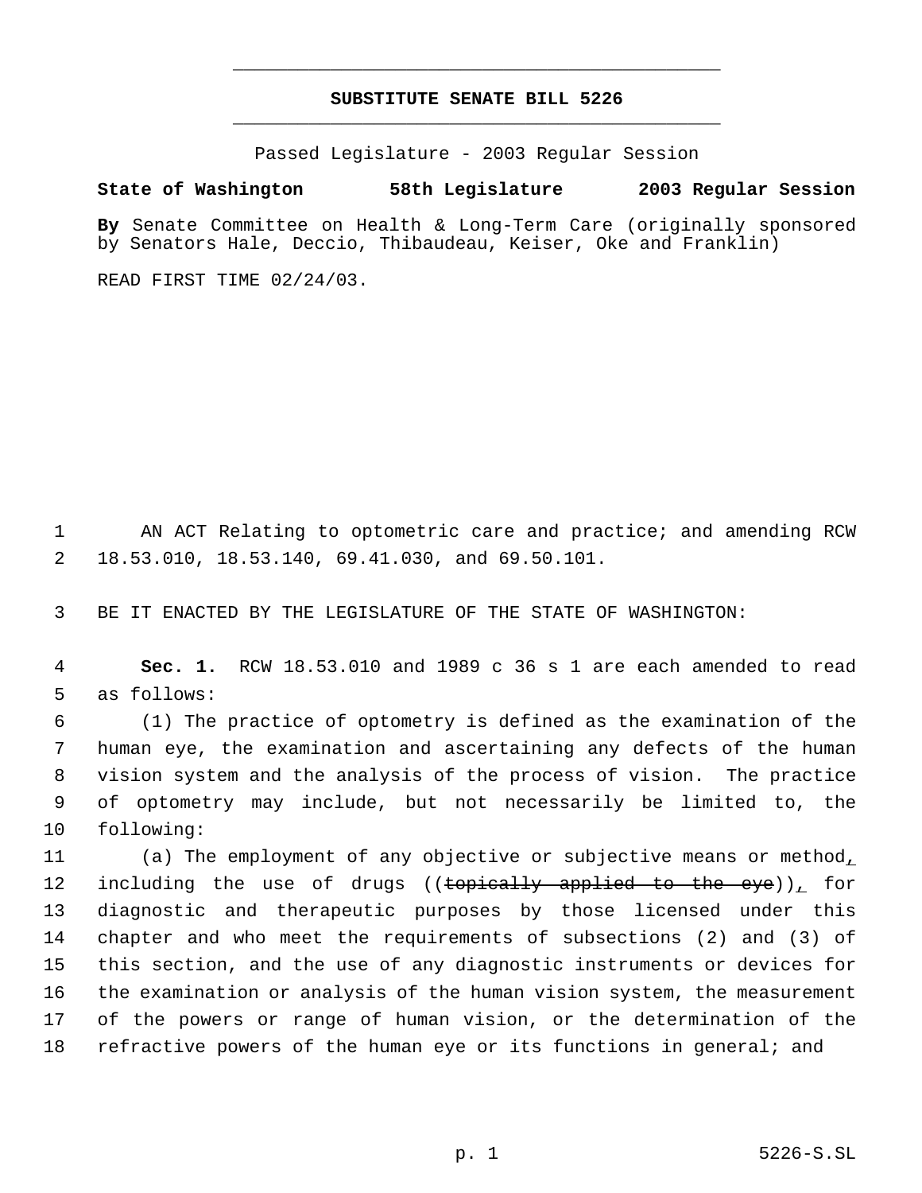# SUBSTITUTE SENATE BILL 5226

Passed Legislature - 2003 Regular Session

**State of Washington 58th Legislature 2003 Regular Session**

**By** Senate Committee on Health & Long-Term Care (originally sponsored by Senators Hale, Deccio, Thibaudeau, Keiser, Oke and Franklin)

READ FIRST TIME 02/24/03.

AN ACT Relating to optometric care and practice; and amending RCW 18.53.010, 18.53.140, 69.41.030, and 69.50.101.

BE IT ENACTED BY THE LEGISLATURE OF THE STATE OF WASHINGTON:

**Sec. 1.** RCW 18.53.010 and 1989 c 36 s 1 are each amended to read as follows:

(1) The practice of optometry is defined as the examination of the human eye, the examination and ascertaining any defects of the human vision system and the analysis of the process of vision. The practice of optometry may include, but not necessarily be limited to, the following:

(a) The employment of any objective or subjective means or method, including the use of drugs ((~~topically applied to the eye~~)), for diagnostic and therapeutic purposes by those licensed under this chapter and who meet the requirements of subsections (2) and (3) of this section, and the use of any diagnostic instruments or devices for the examination or analysis of the human vision system, the measurement of the powers or range of human vision, or the determination of the refractive powers of the human eye or its functions in general; and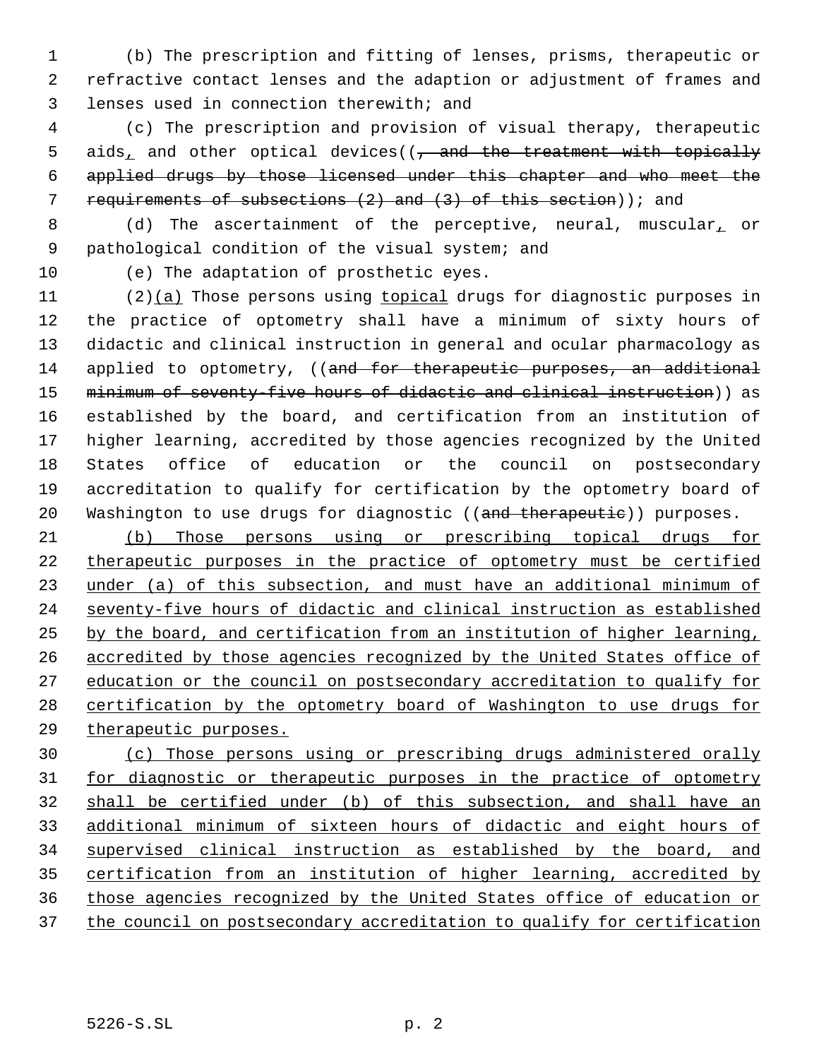(b) The prescription and fitting of lenses, prisms, therapeutic or refractive contact lenses and the adaption or adjustment of frames and lenses used in connection therewith; and

(c) The prescription and provision of visual therapy, therapeutic aids, and other optical devices((~~, and the treatment with topically applied drugs by those licensed under this chapter and who meet the requirements of subsections (2) and (3) of this section~~)); and

(d) The ascertainment of the perceptive, neural, muscular, or pathological condition of the visual system; and

(e) The adaptation of prosthetic eyes.

(2)<u>(a)</u> Those persons using <u>topical</u> drugs for diagnostic purposes in the practice of optometry shall have a minimum of sixty hours of didactic and clinical instruction in general and ocular pharmacology as applied to optometry, ((~~and for therapeutic purposes, an additional minimum of seventy-five hours of didactic and clinical instruction~~)) as established by the board, and certification from an institution of higher learning, accredited by those agencies recognized by the United States office of education or the council on postsecondary accreditation to qualify for certification by the optometry board of Washington to use drugs for diagnostic ((~~and therapeutic~~)) purposes.

<u>(b) Those persons using or prescribing topical drugs for therapeutic purposes in the practice of optometry must be certified under (a) of this subsection, and must have an additional minimum of seventy-five hours of didactic and clinical instruction as established by the board, and certification from an institution of higher learning, accredited by those agencies recognized by the United States office of education or the council on postsecondary accreditation to qualify for certification by the optometry board of Washington to use drugs for therapeutic purposes.</u>

<u>(c) Those persons using or prescribing drugs administered orally for diagnostic or therapeutic purposes in the practice of optometry shall be certified under (b) of this subsection, and shall have an additional minimum of sixteen hours of didactic and eight hours of supervised clinical instruction as established by the board, and certification from an institution of higher learning, accredited by those agencies recognized by the United States office of education or the council on postsecondary accreditation to qualify for certification</u>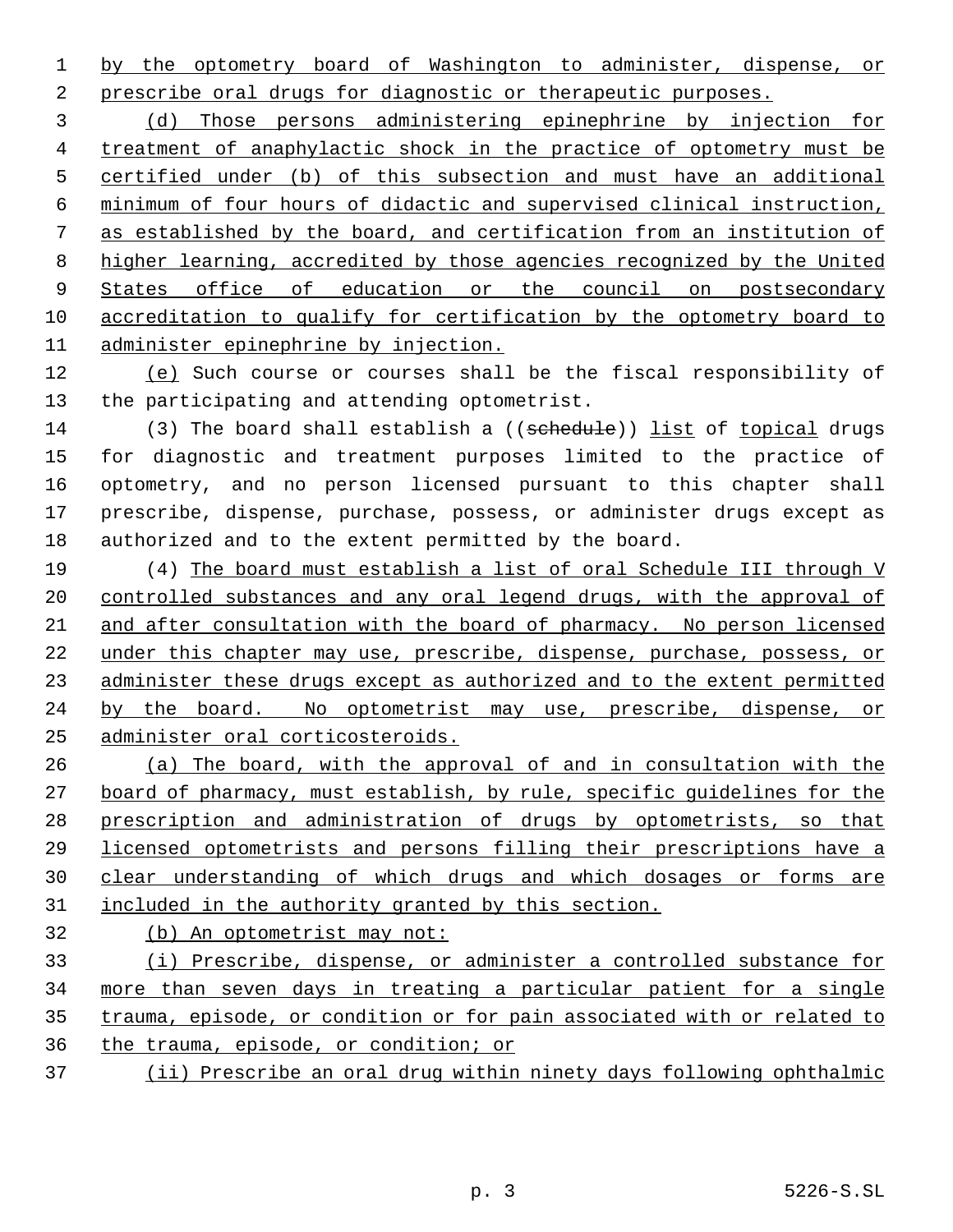by the optometry board of Washington to administer, dispense, or prescribe oral drugs for diagnostic or therapeutic purposes.

(d) Those persons administering epinephrine by injection for treatment of anaphylactic shock in the practice of optometry must be certified under (b) of this subsection and must have an additional minimum of four hours of didactic and supervised clinical instruction, as established by the board, and certification from an institution of higher learning, accredited by those agencies recognized by the United States office of education or the council on postsecondary accreditation to qualify for certification by the optometry board to administer epinephrine by injection.

(e) Such course or courses shall be the fiscal responsibility of the participating and attending optometrist.

(3) The board shall establish a ((~~schedule~~)) list of topical drugs for diagnostic and treatment purposes limited to the practice of optometry, and no person licensed pursuant to this chapter shall prescribe, dispense, purchase, possess, or administer drugs except as authorized and to the extent permitted by the board.

(4) The board must establish a list of oral Schedule III through V controlled substances and any oral legend drugs, with the approval of and after consultation with the board of pharmacy. No person licensed under this chapter may use, prescribe, dispense, purchase, possess, or administer these drugs except as authorized and to the extent permitted by the board. No optometrist may use, prescribe, dispense, or administer oral corticosteroids.

(a) The board, with the approval of and in consultation with the board of pharmacy, must establish, by rule, specific guidelines for the prescription and administration of drugs by optometrists, so that licensed optometrists and persons filling their prescriptions have a clear understanding of which drugs and which dosages or forms are included in the authority granted by this section.

(b) An optometrist may not:

(i) Prescribe, dispense, or administer a controlled substance for more than seven days in treating a particular patient for a single trauma, episode, or condition or for pain associated with or related to the trauma, episode, or condition; or

(ii) Prescribe an oral drug within ninety days following ophthalmic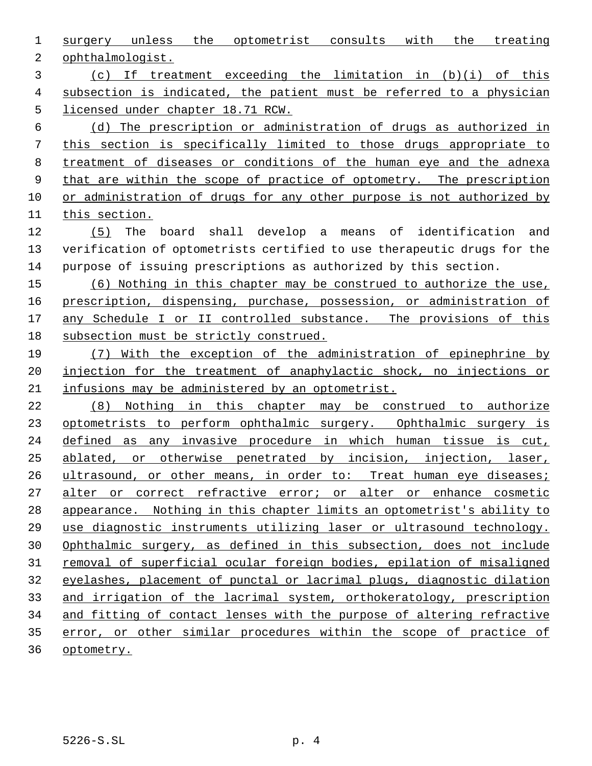surgery unless the optometrist consults with the treating ophthalmologist.

(c) If treatment exceeding the limitation in (b)(i) of this subsection is indicated, the patient must be referred to a physician licensed under chapter 18.71 RCW.

(d) The prescription or administration of drugs as authorized in this section is specifically limited to those drugs appropriate to treatment of diseases or conditions of the human eye and the adnexa that are within the scope of practice of optometry. The prescription or administration of drugs for any other purpose is not authorized by this section.

(5) The board shall develop a means of identification and verification of optometrists certified to use therapeutic drugs for the purpose of issuing prescriptions as authorized by this section.

(6) Nothing in this chapter may be construed to authorize the use, prescription, dispensing, purchase, possession, or administration of any Schedule I or II controlled substance. The provisions of this subsection must be strictly construed.

(7) With the exception of the administration of epinephrine by injection for the treatment of anaphylactic shock, no injections or infusions may be administered by an optometrist.

(8) Nothing in this chapter may be construed to authorize optometrists to perform ophthalmic surgery. Ophthalmic surgery is defined as any invasive procedure in which human tissue is cut, ablated, or otherwise penetrated by incision, injection, laser, ultrasound, or other means, in order to: Treat human eye diseases; alter or correct refractive error; or alter or enhance cosmetic appearance. Nothing in this chapter limits an optometrist's ability to use diagnostic instruments utilizing laser or ultrasound technology. Ophthalmic surgery, as defined in this subsection, does not include removal of superficial ocular foreign bodies, epilation of misaligned eyelashes, placement of punctal or lacrimal plugs, diagnostic dilation and irrigation of the lacrimal system, orthokeratology, prescription and fitting of contact lenses with the purpose of altering refractive error, or other similar procedures within the scope of practice of optometry.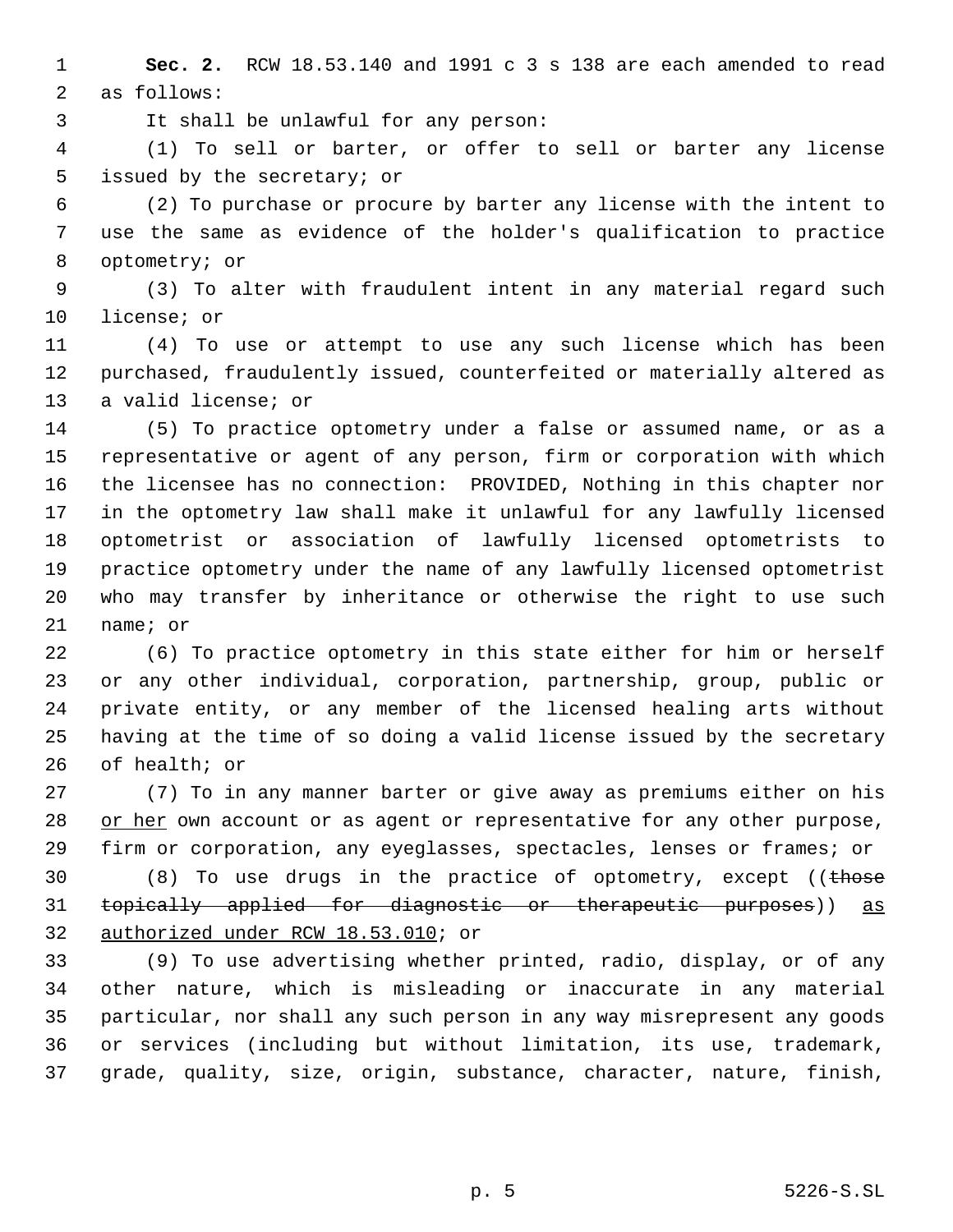**Sec. 2.** RCW 18.53.140 and 1991 c 3 s 138 are each amended to read as follows:

It shall be unlawful for any person:

(1) To sell or barter, or offer to sell or barter any license issued by the secretary; or

(2) To purchase or procure by barter any license with the intent to use the same as evidence of the holder's qualification to practice optometry; or

(3) To alter with fraudulent intent in any material regard such license; or

(4) To use or attempt to use any such license which has been purchased, fraudulently issued, counterfeited or materially altered as a valid license; or

(5) To practice optometry under a false or assumed name, or as a representative or agent of any person, firm or corporation with which the licensee has no connection: PROVIDED, Nothing in this chapter nor in the optometry law shall make it unlawful for any lawfully licensed optometrist or association of lawfully licensed optometrists to practice optometry under the name of any lawfully licensed optometrist who may transfer by inheritance or otherwise the right to use such name; or

(6) To practice optometry in this state either for him or herself or any other individual, corporation, partnership, group, public or private entity, or any member of the licensed healing arts without having at the time of so doing a valid license issued by the secretary of health; or

(7) To in any manner barter or give away as premiums either on his <u>or her</u> own account or as agent or representative for any other purpose, firm or corporation, any eyeglasses, spectacles, lenses or frames; or

(8) To use drugs in the practice of optometry, except ((~~those topically applied for diagnostic or therapeutic purposes~~)) <u>as authorized under RCW 18.53.010</u>; or

(9) To use advertising whether printed, radio, display, or of any other nature, which is misleading or inaccurate in any material particular, nor shall any such person in any way misrepresent any goods or services (including but without limitation, its use, trademark, grade, quality, size, origin, substance, character, nature, finish,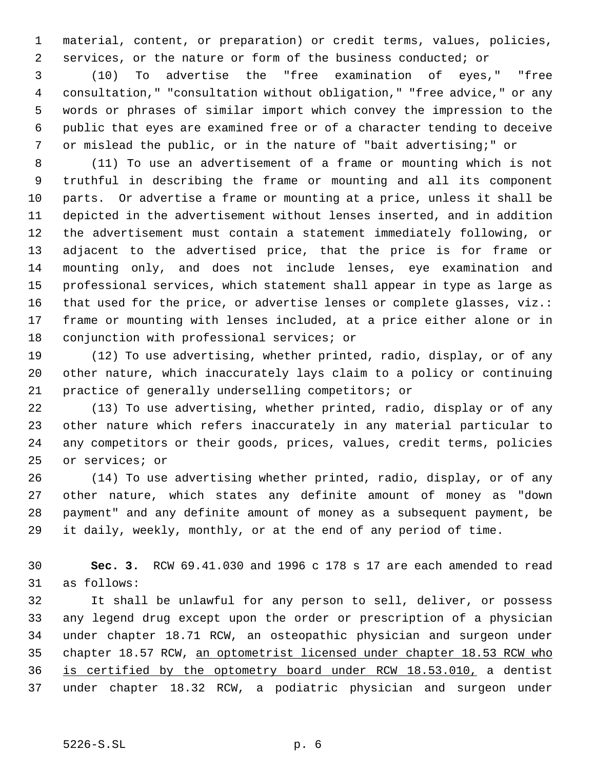material, content, or preparation) or credit terms, values, policies, services, or the nature or form of the business conducted; or

(10) To advertise the "free examination of eyes," "free consultation," "consultation without obligation," "free advice," or any words or phrases of similar import which convey the impression to the public that eyes are examined free or of a character tending to deceive or mislead the public, or in the nature of "bait advertising;" or

(11) To use an advertisement of a frame or mounting which is not truthful in describing the frame or mounting and all its component parts. Or advertise a frame or mounting at a price, unless it shall be depicted in the advertisement without lenses inserted, and in addition the advertisement must contain a statement immediately following, or adjacent to the advertised price, that the price is for frame or mounting only, and does not include lenses, eye examination and professional services, which statement shall appear in type as large as that used for the price, or advertise lenses or complete glasses, viz.: frame or mounting with lenses included, at a price either alone or in conjunction with professional services; or

(12) To use advertising, whether printed, radio, display, or of any other nature, which inaccurately lays claim to a policy or continuing practice of generally underselling competitors; or

(13) To use advertising, whether printed, radio, display or of any other nature which refers inaccurately in any material particular to any competitors or their goods, prices, values, credit terms, policies or services; or

(14) To use advertising whether printed, radio, display, or of any other nature, which states any definite amount of money as "down payment" and any definite amount of money as a subsequent payment, be it daily, weekly, monthly, or at the end of any period of time.

**Sec. 3.** RCW 69.41.030 and 1996 c 178 s 17 are each amended to read as follows:

It shall be unlawful for any person to sell, deliver, or possess any legend drug except upon the order or prescription of a physician under chapter 18.71 RCW, an osteopathic physician and surgeon under chapter 18.57 RCW, <u>an optometrist licensed under chapter 18.53 RCW who is certified by the optometry board under RCW 18.53.010,</u> a dentist under chapter 18.32 RCW, a podiatric physician and surgeon under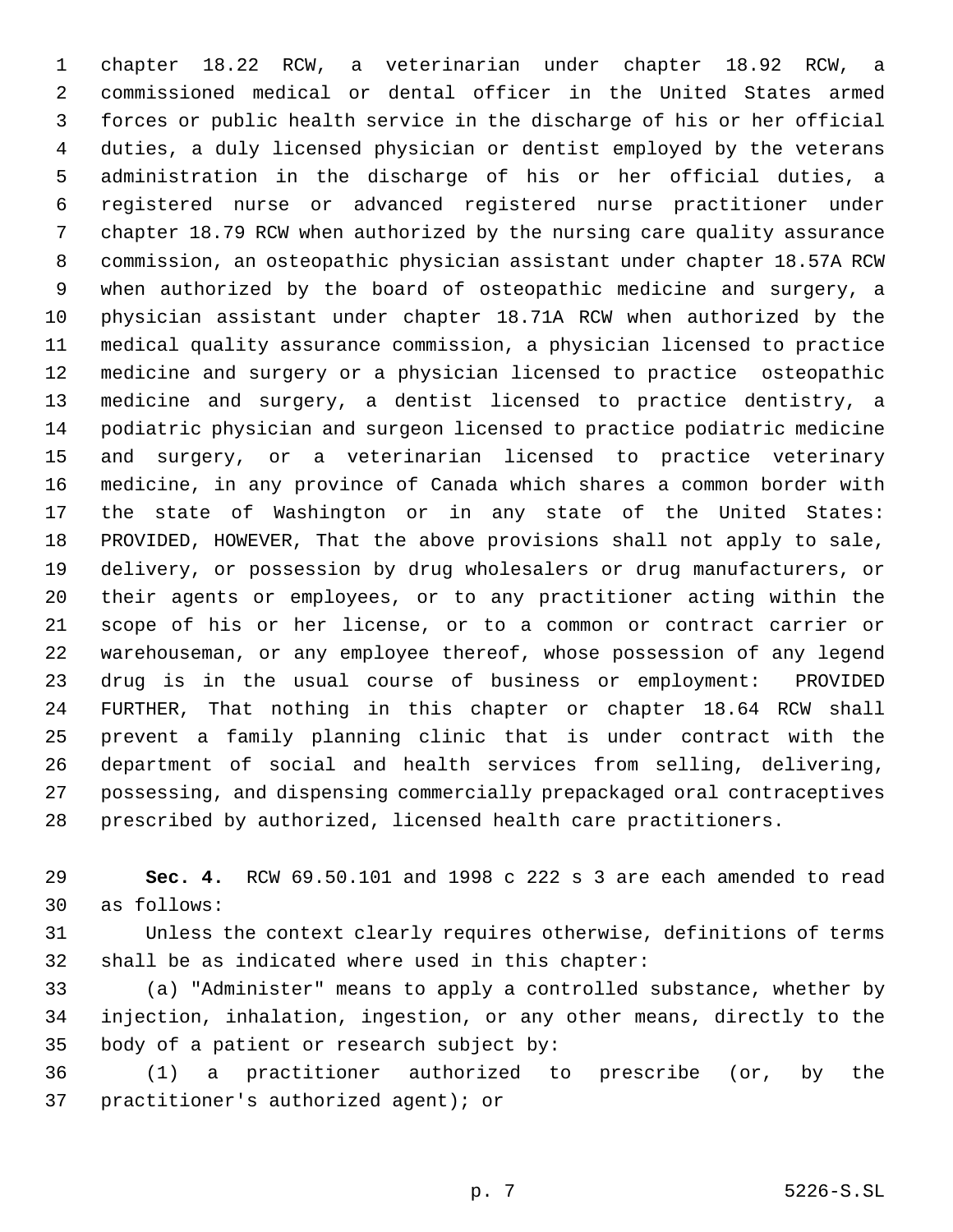chapter 18.22 RCW, a veterinarian under chapter 18.92 RCW, a commissioned medical or dental officer in the United States armed forces or public health service in the discharge of his or her official duties, a duly licensed physician or dentist employed by the veterans administration in the discharge of his or her official duties, a registered nurse or advanced registered nurse practitioner under chapter 18.79 RCW when authorized by the nursing care quality assurance commission, an osteopathic physician assistant under chapter 18.57A RCW when authorized by the board of osteopathic medicine and surgery, a physician assistant under chapter 18.71A RCW when authorized by the medical quality assurance commission, a physician licensed to practice medicine and surgery or a physician licensed to practice osteopathic medicine and surgery, a dentist licensed to practice dentistry, a podiatric physician and surgeon licensed to practice podiatric medicine and surgery, or a veterinarian licensed to practice veterinary medicine, in any province of Canada which shares a common border with the state of Washington or in any state of the United States: PROVIDED, HOWEVER, That the above provisions shall not apply to sale, delivery, or possession by drug wholesalers or drug manufacturers, or their agents or employees, or to any practitioner acting within the scope of his or her license, or to a common or contract carrier or warehouseman, or any employee thereof, whose possession of any legend drug is in the usual course of business or employment: PROVIDED FURTHER, That nothing in this chapter or chapter 18.64 RCW shall prevent a family planning clinic that is under contract with the department of social and health services from selling, delivering, possessing, and dispensing commercially prepackaged oral contraceptives prescribed by authorized, licensed health care practitioners.

**Sec. 4.** RCW 69.50.101 and 1998 c 222 s 3 are each amended to read as follows:

Unless the context clearly requires otherwise, definitions of terms shall be as indicated where used in this chapter:

(a) "Administer" means to apply a controlled substance, whether by injection, inhalation, ingestion, or any other means, directly to the body of a patient or research subject by:

(1) a practitioner authorized to prescribe (or, by the practitioner's authorized agent); or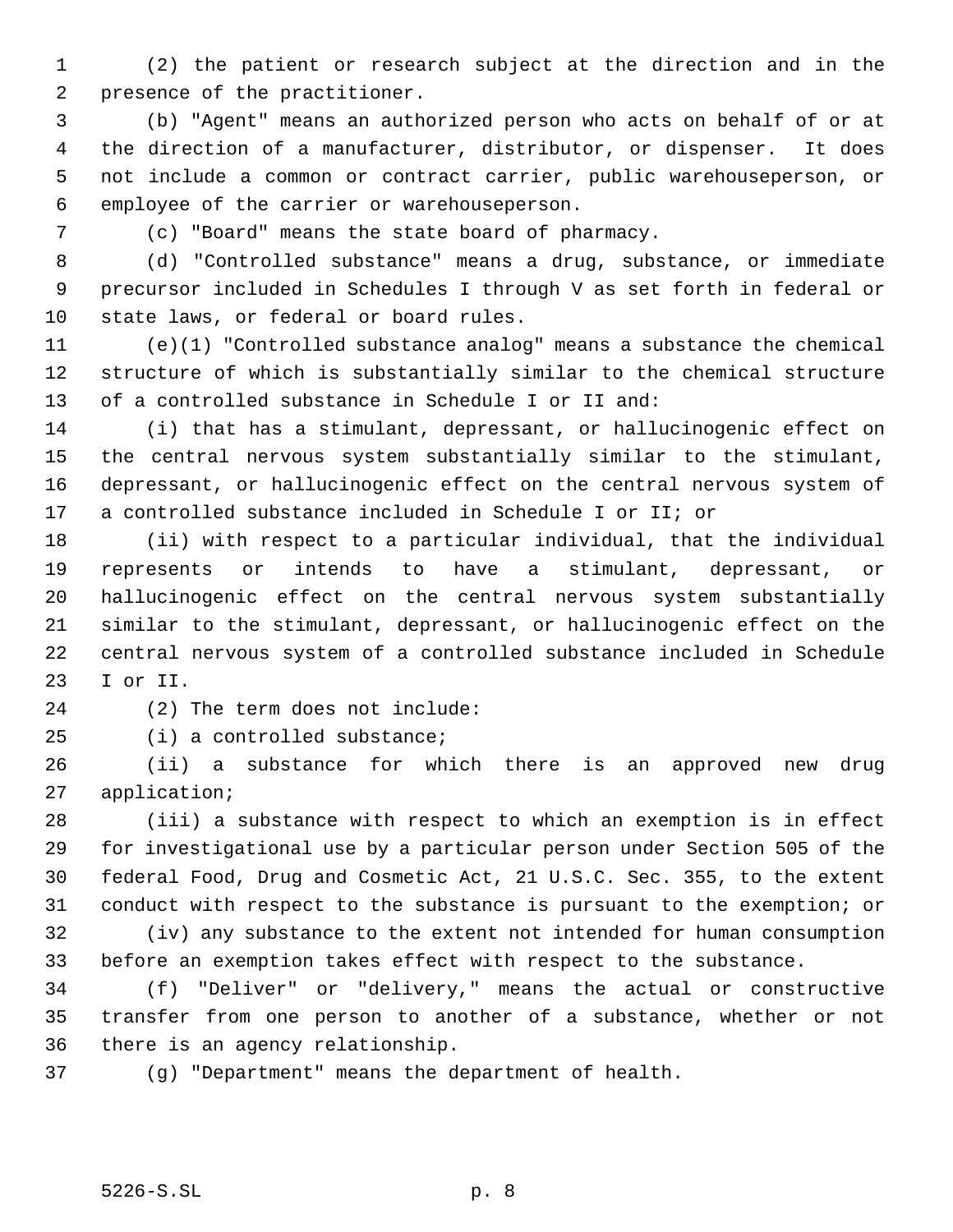(2) the patient or research subject at the direction and in the presence of the practitioner.

(b) "Agent" means an authorized person who acts on behalf of or at the direction of a manufacturer, distributor, or dispenser. It does not include a common or contract carrier, public warehouseperson, or employee of the carrier or warehouseperson.

(c) "Board" means the state board of pharmacy.

(d) "Controlled substance" means a drug, substance, or immediate precursor included in Schedules I through V as set forth in federal or state laws, or federal or board rules.

(e)(1) "Controlled substance analog" means a substance the chemical structure of which is substantially similar to the chemical structure of a controlled substance in Schedule I or II and:

(i) that has a stimulant, depressant, or hallucinogenic effect on the central nervous system substantially similar to the stimulant, depressant, or hallucinogenic effect on the central nervous system of a controlled substance included in Schedule I or II; or

(ii) with respect to a particular individual, that the individual represents or intends to have a stimulant, depressant, or hallucinogenic effect on the central nervous system substantially similar to the stimulant, depressant, or hallucinogenic effect on the central nervous system of a controlled substance included in Schedule I or II.

(2) The term does not include:

(i) a controlled substance;

(ii) a substance for which there is an approved new drug application;

(iii) a substance with respect to which an exemption is in effect for investigational use by a particular person under Section 505 of the federal Food, Drug and Cosmetic Act, 21 U.S.C. Sec. 355, to the extent conduct with respect to the substance is pursuant to the exemption; or

(iv) any substance to the extent not intended for human consumption before an exemption takes effect with respect to the substance.

(f) "Deliver" or "delivery," means the actual or constructive transfer from one person to another of a substance, whether or not there is an agency relationship.

(g) "Department" means the department of health.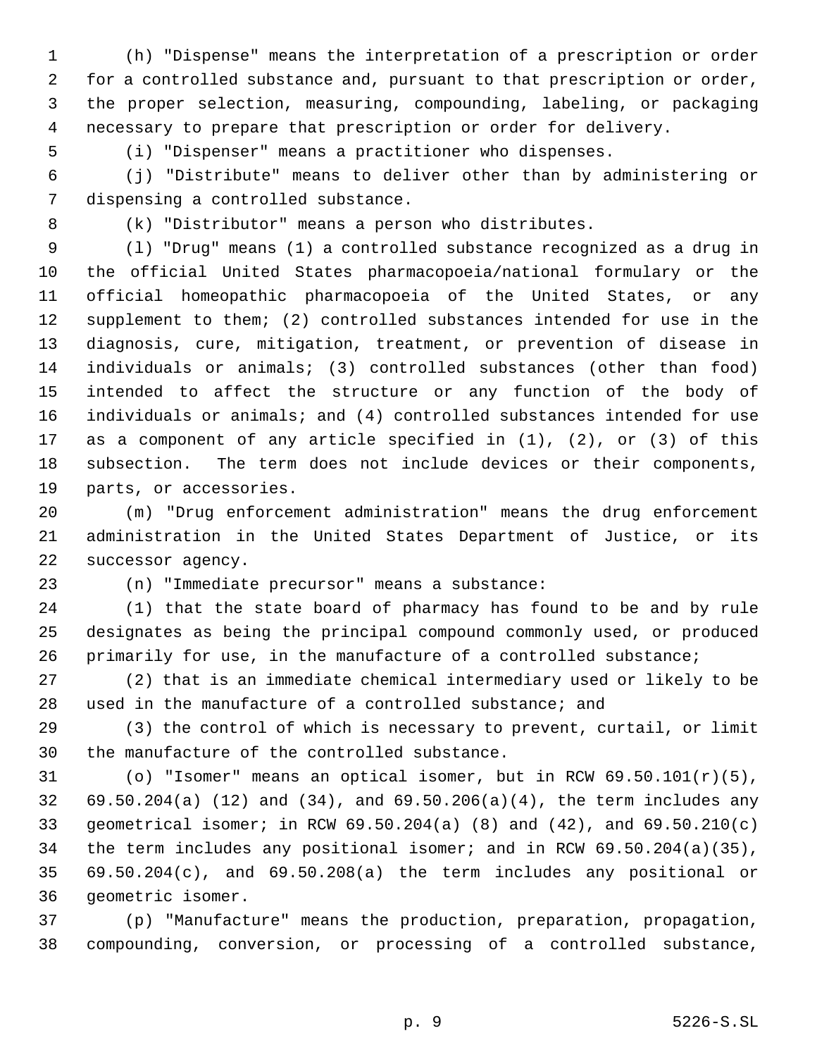(h) "Dispense" means the interpretation of a prescription or order for a controlled substance and, pursuant to that prescription or order, the proper selection, measuring, compounding, labeling, or packaging necessary to prepare that prescription or order for delivery.

(i) "Dispenser" means a practitioner who dispenses.

(j) "Distribute" means to deliver other than by administering or dispensing a controlled substance.

(k) "Distributor" means a person who distributes.

(l) "Drug" means (1) a controlled substance recognized as a drug in the official United States pharmacopoeia/national formulary or the official homeopathic pharmacopoeia of the United States, or any supplement to them; (2) controlled substances intended for use in the diagnosis, cure, mitigation, treatment, or prevention of disease in individuals or animals; (3) controlled substances (other than food) intended to affect the structure or any function of the body of individuals or animals; and (4) controlled substances intended for use as a component of any article specified in (1), (2), or (3) of this subsection. The term does not include devices or their components, parts, or accessories.

(m) "Drug enforcement administration" means the drug enforcement administration in the United States Department of Justice, or its successor agency.

(n) "Immediate precursor" means a substance:

(1) that the state board of pharmacy has found to be and by rule designates as being the principal compound commonly used, or produced primarily for use, in the manufacture of a controlled substance;

(2) that is an immediate chemical intermediary used or likely to be used in the manufacture of a controlled substance; and

(3) the control of which is necessary to prevent, curtail, or limit the manufacture of the controlled substance.

(o) "Isomer" means an optical isomer, but in RCW 69.50.101(r)(5), 69.50.204(a) (12) and (34), and 69.50.206(a)(4), the term includes any geometrical isomer; in RCW 69.50.204(a) (8) and (42), and 69.50.210(c) the term includes any positional isomer; and in RCW 69.50.204(a)(35), 69.50.204(c), and 69.50.208(a) the term includes any positional or geometric isomer.

(p) "Manufacture" means the production, preparation, propagation, compounding, conversion, or processing of a controlled substance,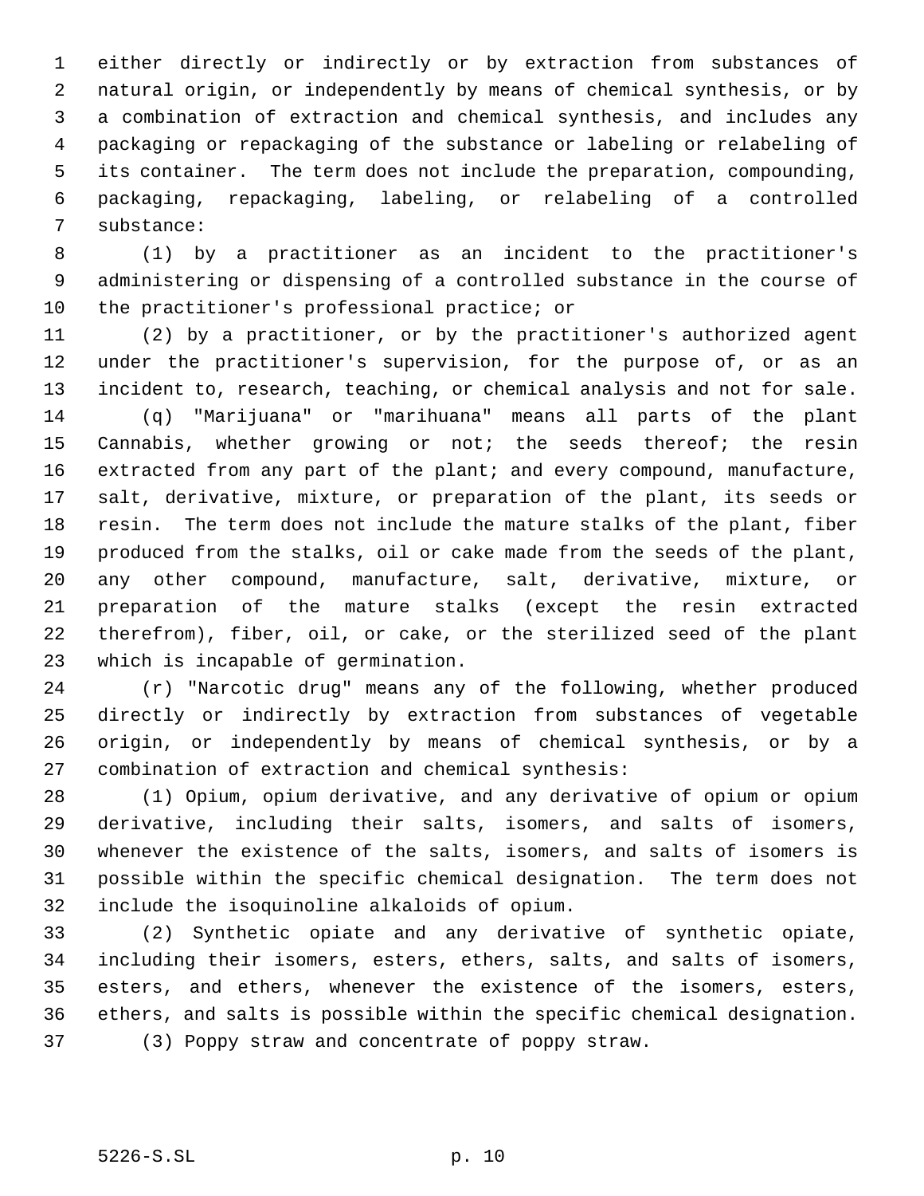either directly or indirectly or by extraction from substances of natural origin, or independently by means of chemical synthesis, or by a combination of extraction and chemical synthesis, and includes any packaging or repackaging of the substance or labeling or relabeling of its container. The term does not include the preparation, compounding, packaging, repackaging, labeling, or relabeling of a controlled substance:

(1) by a practitioner as an incident to the practitioner's administering or dispensing of a controlled substance in the course of the practitioner's professional practice; or

(2) by a practitioner, or by the practitioner's authorized agent under the practitioner's supervision, for the purpose of, or as an incident to, research, teaching, or chemical analysis and not for sale.

(q) "Marijuana" or "marihuana" means all parts of the plant Cannabis, whether growing or not; the seeds thereof; the resin extracted from any part of the plant; and every compound, manufacture, salt, derivative, mixture, or preparation of the plant, its seeds or resin. The term does not include the mature stalks of the plant, fiber produced from the stalks, oil or cake made from the seeds of the plant, any other compound, manufacture, salt, derivative, mixture, or preparation of the mature stalks (except the resin extracted therefrom), fiber, oil, or cake, or the sterilized seed of the plant which is incapable of germination.

(r) "Narcotic drug" means any of the following, whether produced directly or indirectly by extraction from substances of vegetable origin, or independently by means of chemical synthesis, or by a combination of extraction and chemical synthesis:

(1) Opium, opium derivative, and any derivative of opium or opium derivative, including their salts, isomers, and salts of isomers, whenever the existence of the salts, isomers, and salts of isomers is possible within the specific chemical designation. The term does not include the isoquinoline alkaloids of opium.

(2) Synthetic opiate and any derivative of synthetic opiate, including their isomers, esters, ethers, salts, and salts of isomers, esters, and ethers, whenever the existence of the isomers, esters, ethers, and salts is possible within the specific chemical designation.

(3) Poppy straw and concentrate of poppy straw.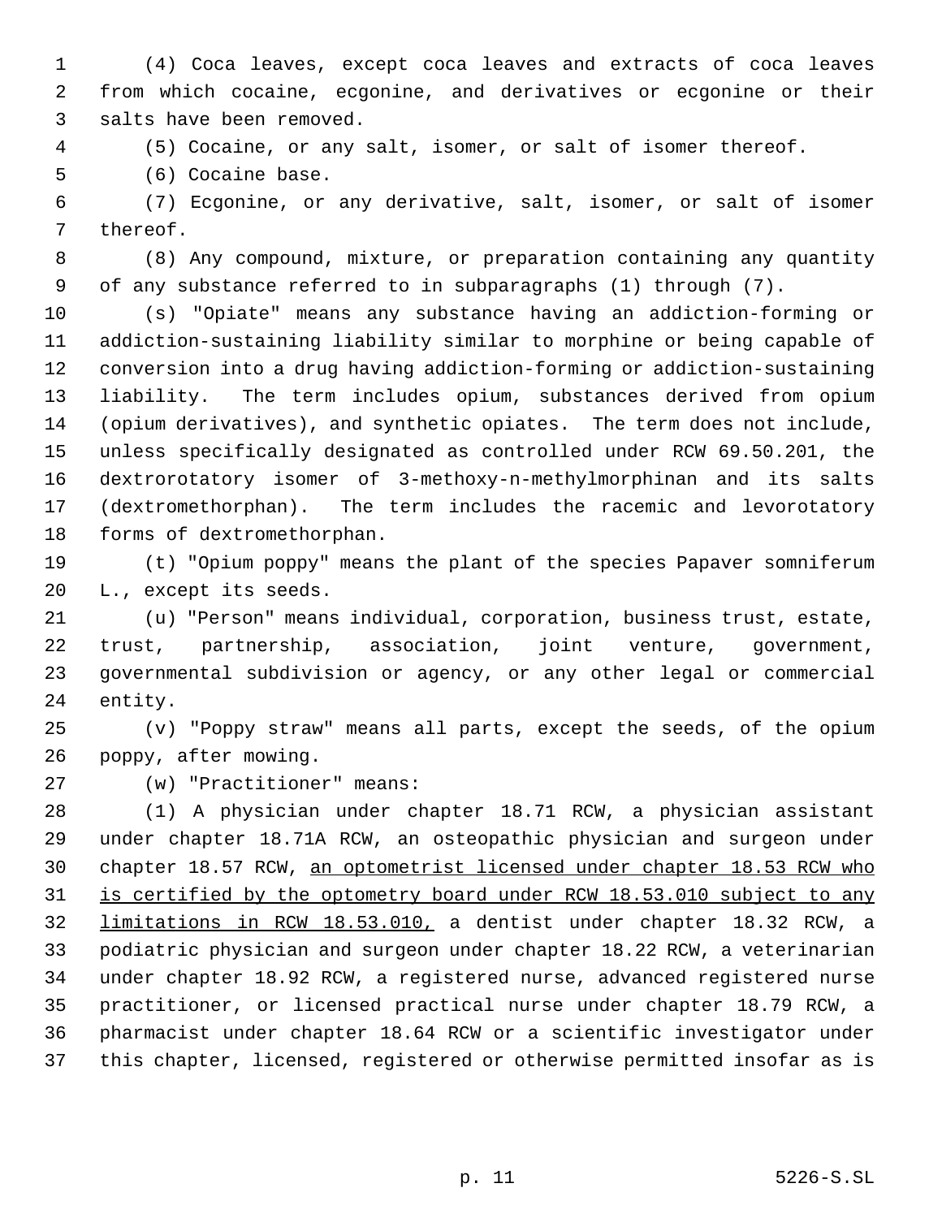(4) Coca leaves, except coca leaves and extracts of coca leaves from which cocaine, ecgonine, and derivatives or ecgonine or their salts have been removed.

(5) Cocaine, or any salt, isomer, or salt of isomer thereof.

(6) Cocaine base.

(7) Ecgonine, or any derivative, salt, isomer, or salt of isomer thereof.

(8) Any compound, mixture, or preparation containing any quantity of any substance referred to in subparagraphs (1) through (7).

(s) "Opiate" means any substance having an addiction-forming or addiction-sustaining liability similar to morphine or being capable of conversion into a drug having addiction-forming or addiction-sustaining liability. The term includes opium, substances derived from opium (opium derivatives), and synthetic opiates. The term does not include, unless specifically designated as controlled under RCW 69.50.201, the dextrorotatory isomer of 3-methoxy-n-methylmorphinan and its salts (dextromethorphan). The term includes the racemic and levorotatory forms of dextromethorphan.

(t) "Opium poppy" means the plant of the species Papaver somniferum L., except its seeds.

(u) "Person" means individual, corporation, business trust, estate, trust, partnership, association, joint venture, government, governmental subdivision or agency, or any other legal or commercial entity.

(v) "Poppy straw" means all parts, except the seeds, of the opium poppy, after mowing.

(w) "Practitioner" means:

(1) A physician under chapter 18.71 RCW, a physician assistant under chapter 18.71A RCW, an osteopathic physician and surgeon under chapter 18.57 RCW, <u>an optometrist licensed under chapter 18.53 RCW who is certified by the optometry board under RCW 18.53.010 subject to any limitations in RCW 18.53.010,</u> a dentist under chapter 18.32 RCW, a podiatric physician and surgeon under chapter 18.22 RCW, a veterinarian under chapter 18.92 RCW, a registered nurse, advanced registered nurse practitioner, or licensed practical nurse under chapter 18.79 RCW, a pharmacist under chapter 18.64 RCW or a scientific investigator under this chapter, licensed, registered or otherwise permitted insofar as is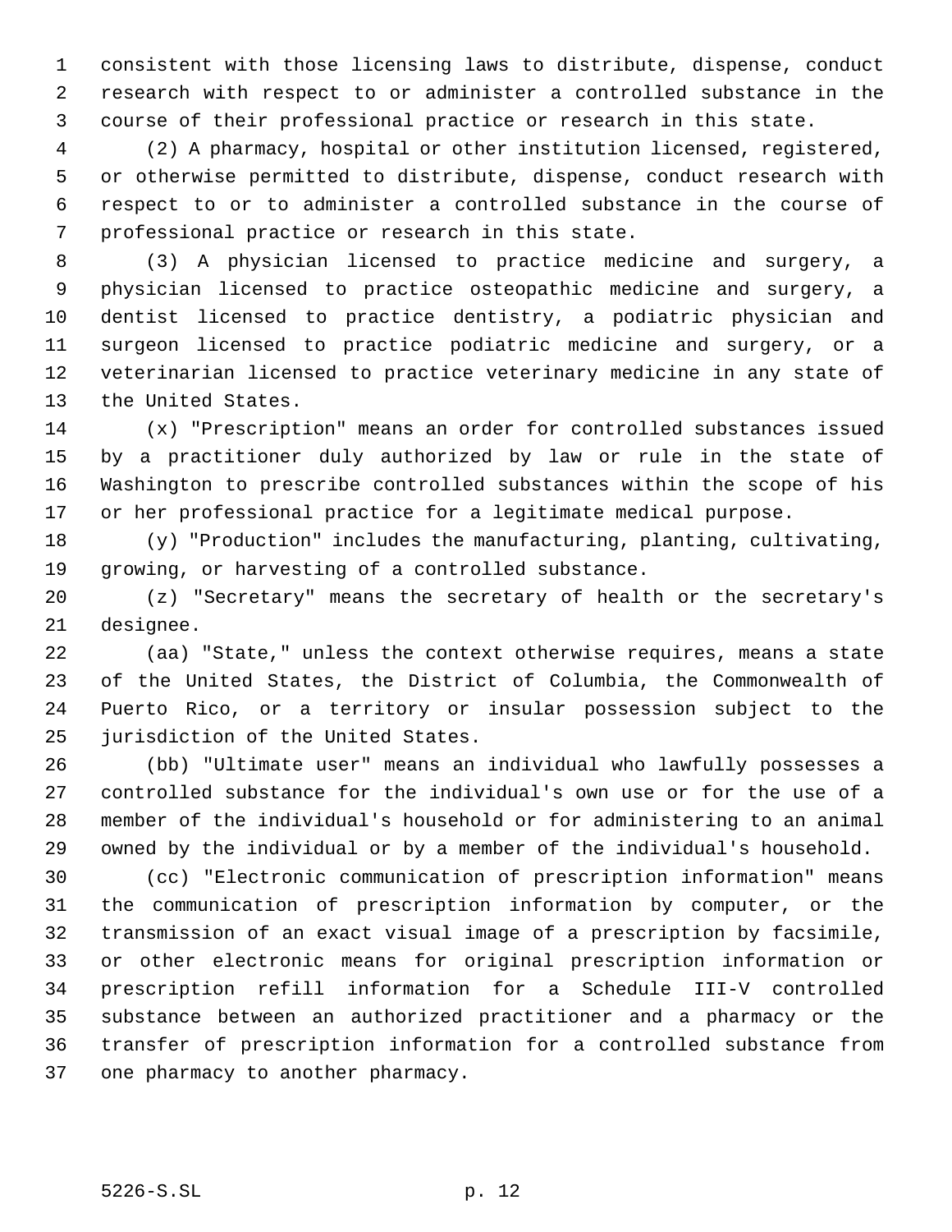consistent with those licensing laws to distribute, dispense, conduct research with respect to or administer a controlled substance in the course of their professional practice or research in this state.

(2) A pharmacy, hospital or other institution licensed, registered, or otherwise permitted to distribute, dispense, conduct research with respect to or to administer a controlled substance in the course of professional practice or research in this state.

(3) A physician licensed to practice medicine and surgery, a physician licensed to practice osteopathic medicine and surgery, a dentist licensed to practice dentistry, a podiatric physician and surgeon licensed to practice podiatric medicine and surgery, or a veterinarian licensed to practice veterinary medicine in any state of the United States.

(x) "Prescription" means an order for controlled substances issued by a practitioner duly authorized by law or rule in the state of Washington to prescribe controlled substances within the scope of his or her professional practice for a legitimate medical purpose.

(y) "Production" includes the manufacturing, planting, cultivating, growing, or harvesting of a controlled substance.

(z) "Secretary" means the secretary of health or the secretary's designee.

(aa) "State," unless the context otherwise requires, means a state of the United States, the District of Columbia, the Commonwealth of Puerto Rico, or a territory or insular possession subject to the jurisdiction of the United States.

(bb) "Ultimate user" means an individual who lawfully possesses a controlled substance for the individual's own use or for the use of a member of the individual's household or for administering to an animal owned by the individual or by a member of the individual's household.

(cc) "Electronic communication of prescription information" means the communication of prescription information by computer, or the transmission of an exact visual image of a prescription by facsimile, or other electronic means for original prescription information or prescription refill information for a Schedule III-V controlled substance between an authorized practitioner and a pharmacy or the transfer of prescription information for a controlled substance from one pharmacy to another pharmacy.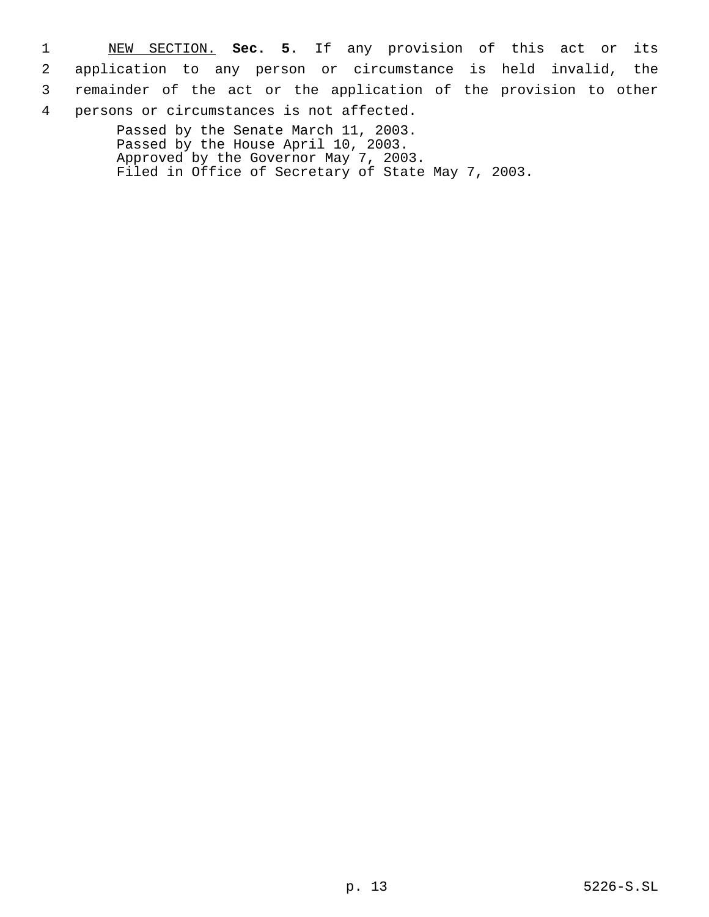<u>NEW SECTION.</u> **Sec. 5.** If any provision of this act or its application to any person or circumstance is held invalid, the remainder of the act or the application of the provision to other persons or circumstances is not affected.

Passed by the Senate March 11, 2003.
Passed by the House April 10, 2003.
Approved by the Governor May 7, 2003.
Filed in Office of Secretary of State May 7, 2003.